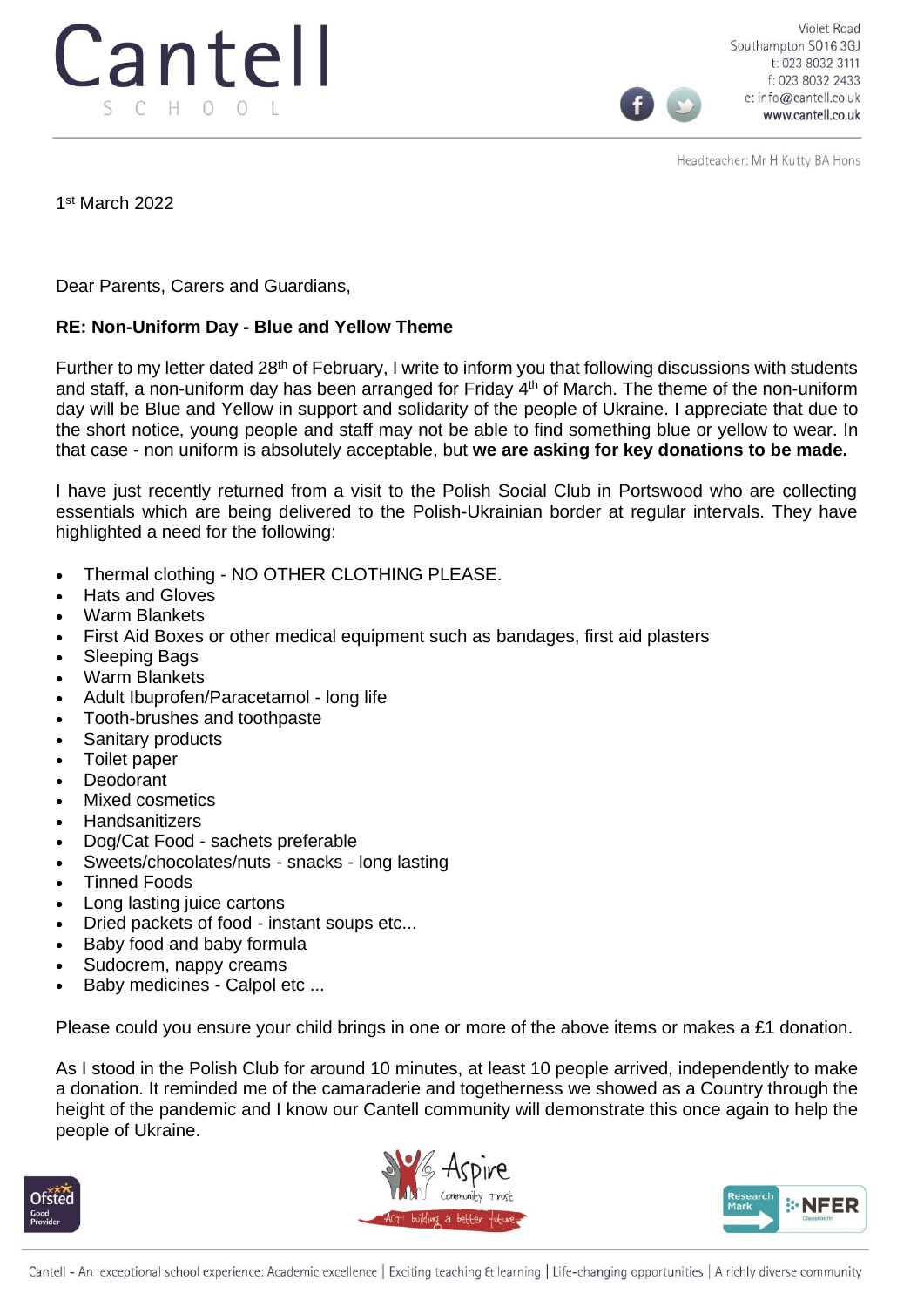# Cantell
SCHOOL

Violet Road
Southampton SO16 3GJ
t: 023 8032 3111
f: 023 8032 2433
e: info@cantell.co.uk
www.cantell.co.uk

Headteacher: Mr H Kutty BA Hons

1st March 2022

Dear Parents, Carers and Guardians,

**RE: Non-Uniform Day - Blue and Yellow Theme**

Further to my letter dated 28th of February, I write to inform you that following discussions with students and staff, a non-uniform day has been arranged for Friday 4th of March. The theme of the non-uniform day will be Blue and Yellow in support and solidarity of the people of Ukraine. I appreciate that due to the short notice, young people and staff may not be able to find something blue or yellow to wear. In that case - non uniform is absolutely acceptable, but **we are asking for key donations to be made.**

I have just recently returned from a visit to the Polish Social Club in Portswood who are collecting essentials which are being delivered to the Polish-Ukrainian border at regular intervals. They have highlighted a need for the following:

- Thermal clothing - NO OTHER CLOTHING PLEASE.
- Hats and Gloves
- Warm Blankets
- First Aid Boxes or other medical equipment such as bandages, first aid plasters
- Sleeping Bags
- Warm Blankets
- Adult Ibuprofen/Paracetamol - long life
- Tooth-brushes and toothpaste
- Sanitary products
- Toilet paper
- Deodorant
- Mixed cosmetics
- Handsanitizers
- Dog/Cat Food - sachets preferable
- Sweets/chocolates/nuts - snacks - long lasting
- Tinned Foods
- Long lasting juice cartons
- Dried packets of food - instant soups etc...
- Baby food and baby formula
- Sudocrem, nappy creams
- Baby medicines - Calpol etc ...

Please could you ensure your child brings in one or more of the above items or makes a £1 donation.

As I stood in the Polish Club for around 10 minutes, at least 10 people arrived, independently to make a donation. It reminded me of the camaraderie and togetherness we showed as a Country through the height of the pandemic and I know our Cantell community will demonstrate this once again to help the people of Ukraine.

Cantell - An exceptional school experience: Academic excellence | Exciting teaching & learning | Life-changing opportunities | A richly diverse community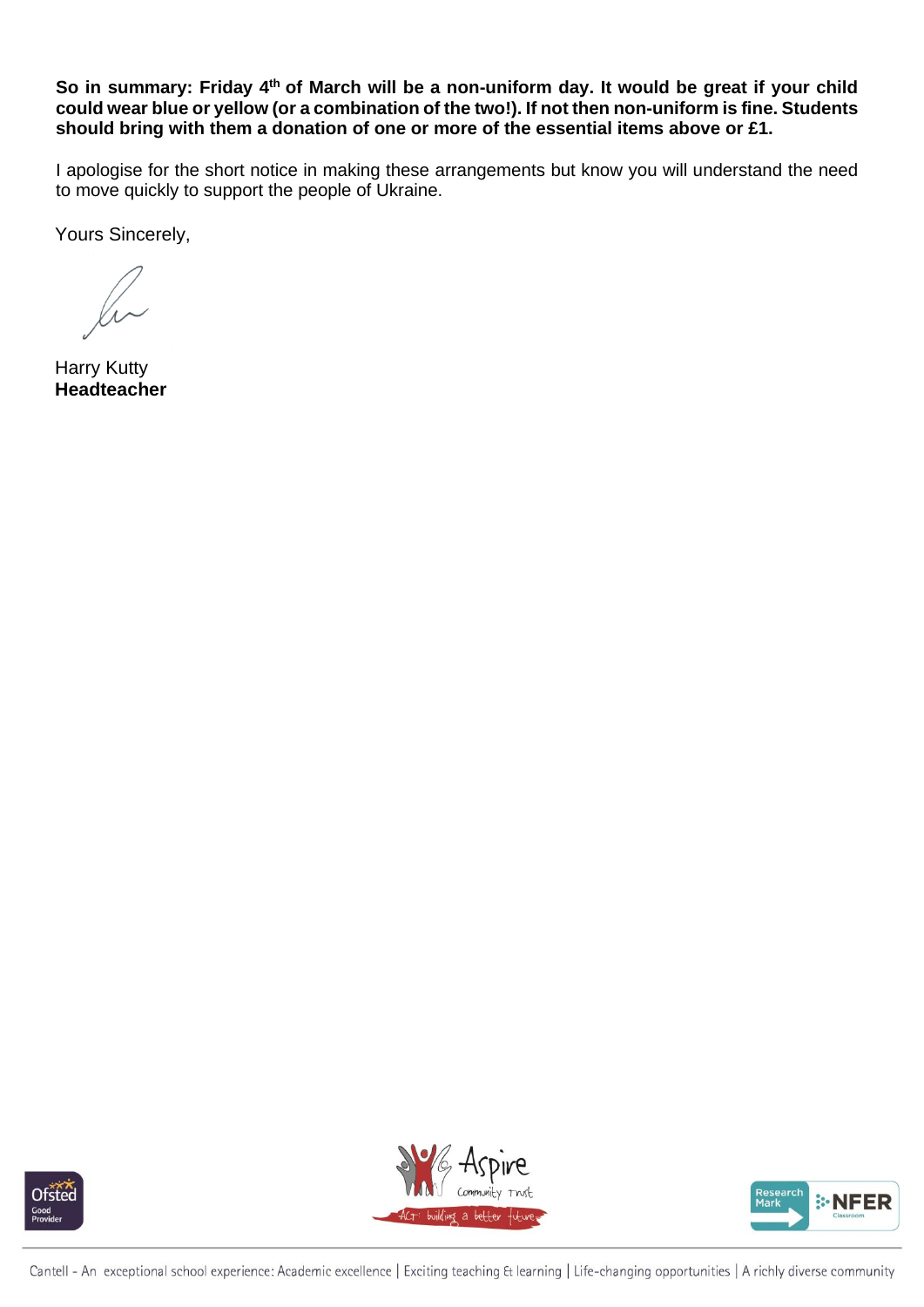**So in summary: Friday 4th of March will be a non-uniform day. It would be great if your child could wear blue or yellow (or a combination of the two!). If not then non-uniform is fine. Students should bring with them a donation of one or more of the essential items above or £1.**

I apologise for the short notice in making these arrangements but know you will understand the need to move quickly to support the people of Ukraine.

Yours Sincerely,

Harry Kutty
**Headteacher**